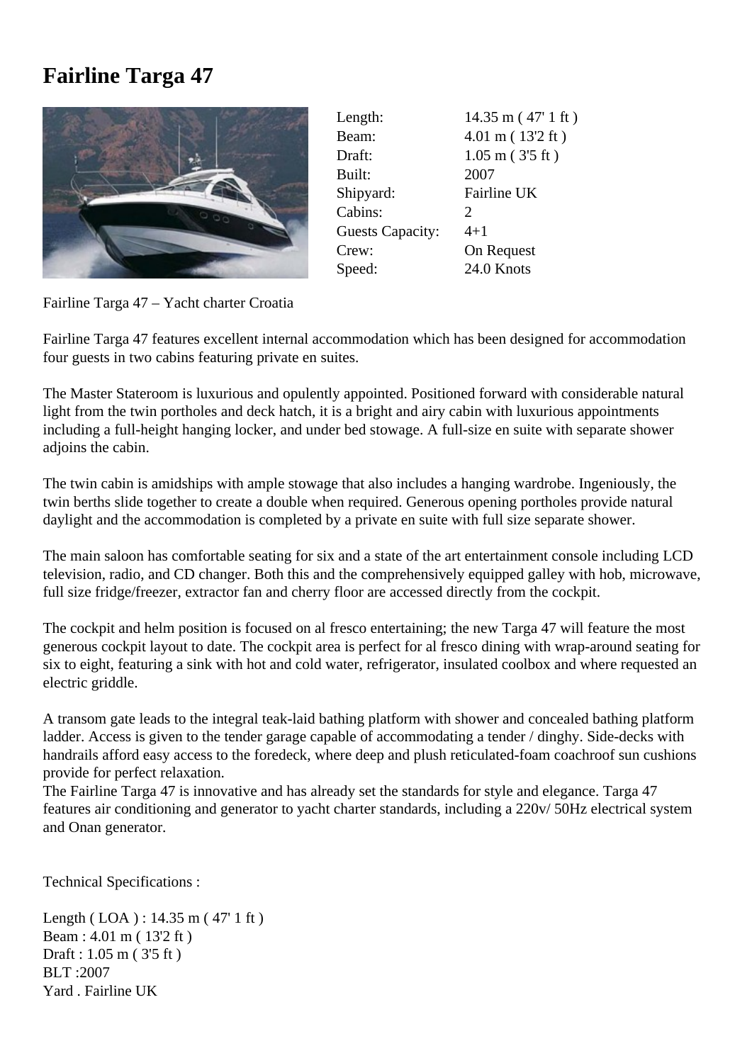# Fairline Targa 47

| | |
|---|---|
| Length: | 14.35 m ( 47' 1 ft ) |
| Beam: | 4.01 m ( 13'2 ft ) |
| Draft: | 1.05 m ( 3'5 ft ) |
| Built: | 2007 |
| Shipyard: | Fairline UK |
| Cabins: | 2 |
| Guests Capacity: | 4+1 |
| Crew: | On Request |
| Speed: | 24.0 Knots |

Fairline Targa 47 – Yacht charter Croatia

Fairline Targa 47 features excellent internal accommodation which has been designed for accommodation four guests in two cabins featuring private en suites.

The Master Stateroom is luxurious and opulently appointed. Positioned forward with considerable natural light from the twin portholes and deck hatch, it is a bright and airy cabin with luxurious appointments including a full-height hanging locker, and under bed stowage. A full-size en suite with separate shower adjoins the cabin.

The twin cabin is amidships with ample stowage that also includes a hanging wardrobe. Ingeniously, the twin berths slide together to create a double when required. Generous opening portholes provide natural daylight and the accommodation is completed by a private en suite with full size separate shower.

The main saloon has comfortable seating for six and a state of the art entertainment console including LCD television, radio, and CD changer. Both this and the comprehensively equipped galley with hob, microwave, full size fridge/freezer, extractor fan and cherry floor are accessed directly from the cockpit.

The cockpit and helm position is focused on al fresco entertaining; the new Targa 47 will feature the most generous cockpit layout to date. The cockpit area is perfect for al fresco dining with wrap-around seating for six to eight, featuring a sink with hot and cold water, refrigerator, insulated coolbox and where requested an electric griddle.

A transom gate leads to the integral teak-laid bathing platform with shower and concealed bathing platform ladder. Access is given to the tender garage capable of accommodating a tender / dinghy. Side-decks with handrails afford easy access to the foredeck, where deep and plush reticulated-foam coachroof sun cushions provide for perfect relaxation.
The Fairline Targa 47 is innovative and has already set the standards for style and elegance. Targa 47 features air conditioning and generator to yacht charter standards, including a 220v/ 50Hz electrical system and Onan generator.

Technical Specifications :

Length ( LOA ) : 14.35 m ( 47' 1 ft )
Beam : 4.01 m ( 13'2 ft )
Draft : 1.05 m ( 3'5 ft )
BLT :2007
Yard . Fairline UK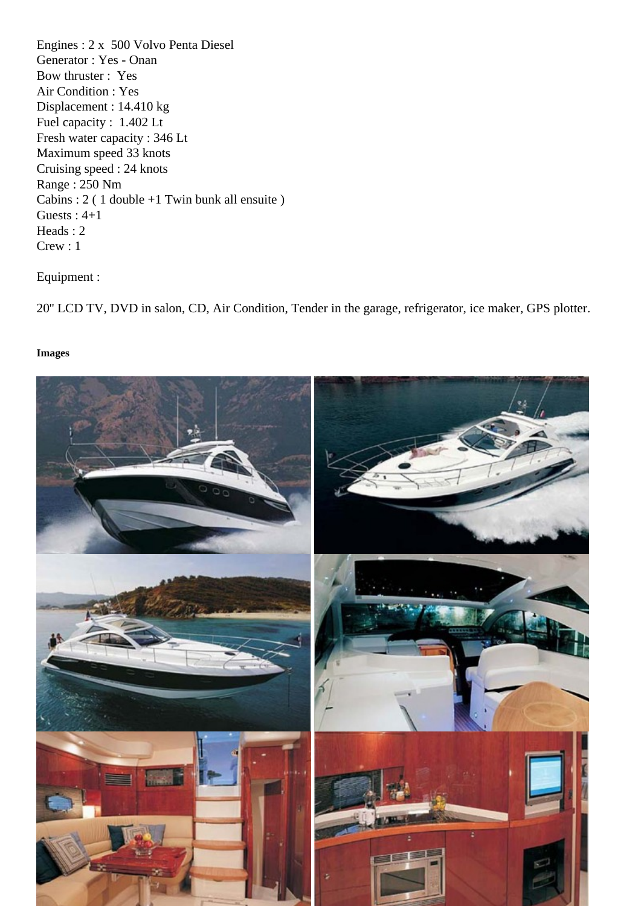Engines : 2 x  500 Volvo Penta Diesel
Generator : Yes - Onan
Bow thruster :  Yes
Air Condition : Yes
Displacement : 14.410 kg
Fuel capacity :  1.402 Lt
Fresh water capacity : 346 Lt
Maximum speed 33 knots
Cruising speed : 24 knots
Range : 250 Nm
Cabins : 2 ( 1 double +1 Twin bunk all ensuite )
Guests : 4+1
Heads : 2
Crew : 1

Equipment :

20" LCD TV, DVD in salon, CD, Air Condition, Tender in the garage, refrigerator, ice maker, GPS plotter.

**Images**